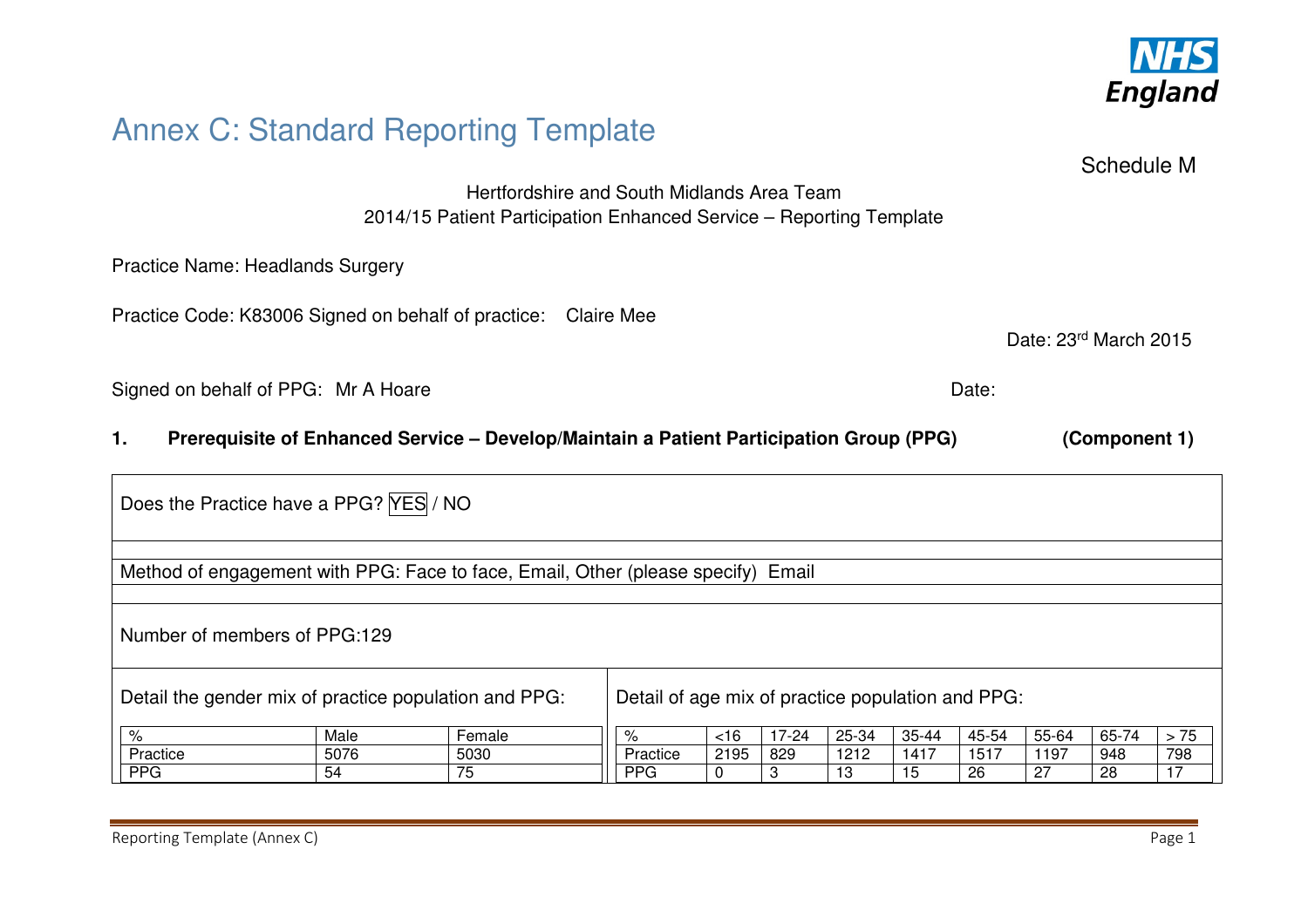# Annex C: Standard Reporting Template

Schedule M

Hertfordshire and South Midlands Area Team
2014/15 Patient Participation Enhanced Service – Reporting Template

Practice Name: Headlands Surgery

Practice Code: K83006 Signed on behalf of practice: Claire Mee

Date: 23rd March 2015

Signed on behalf of PPG: Mr A Hoare

Date:

**1. Prerequisite of Enhanced Service – Develop/Maintain a Patient Participation Group (PPG) (Component 1)**

Does the Practice have a PPG? YES / NO

Method of engagement with PPG: Face to face, Email, Other (please specify) Email

Number of members of PPG:129

Detail the gender mix of practice population and PPG:

| % | Male | Female |
|---|---|---|
| Practice | 5076 | 5030 |
| PPG | 54 | 75 |

Detail of age mix of practice population and PPG:

| % | <16 | 17-24 | 25-34 | 35-44 | 45-54 | 55-64 | 65-74 | > 75 |
|---|---|---|---|---|---|---|---|---|
| Practice | 2195 | 829 | 1212 | 1417 | 1517 | 1197 | 948 | 798 |
| PPG | 0 | 3 | 13 | 15 | 26 | 27 | 28 | 17 |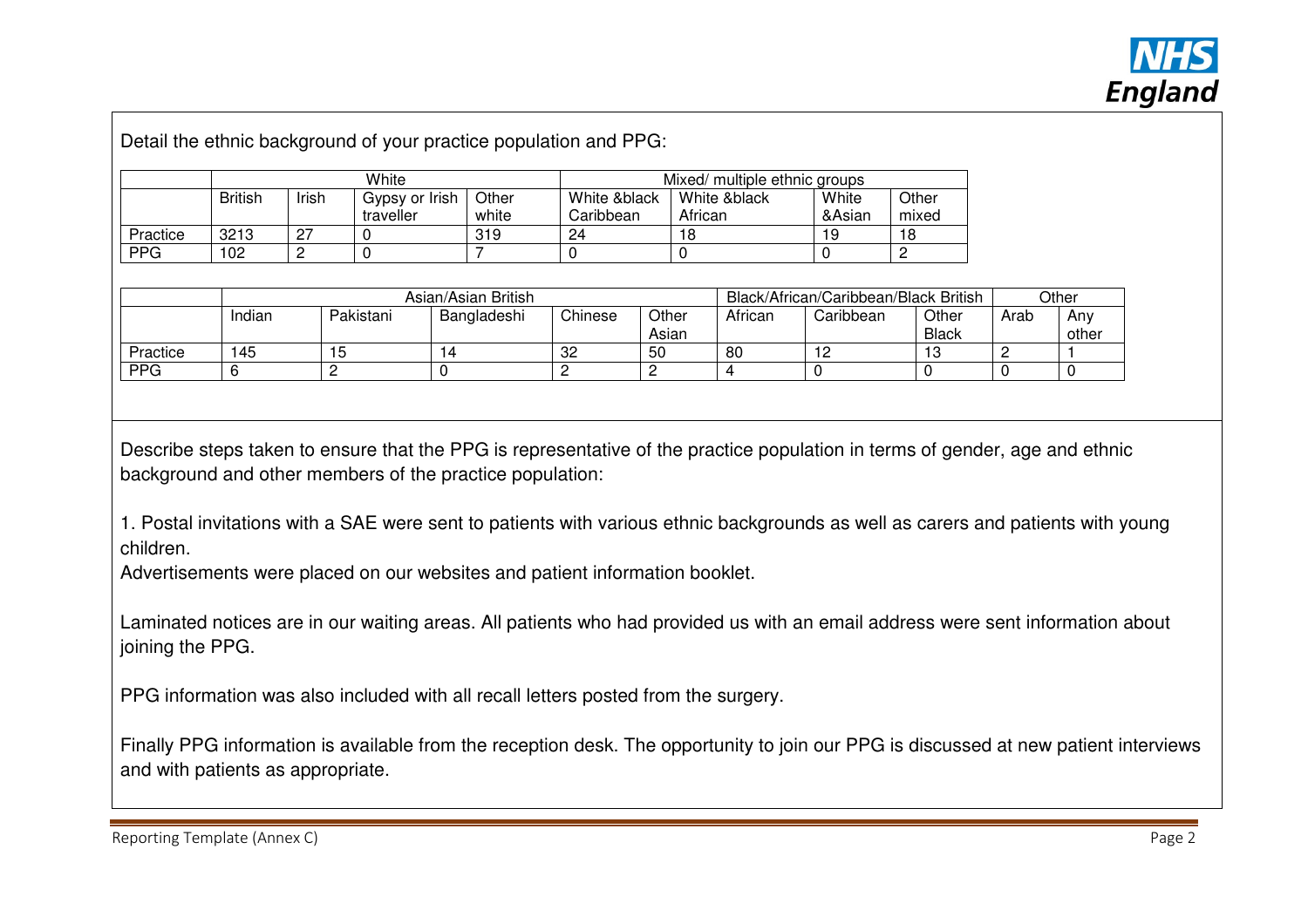Detail the ethnic background of your practice population and PPG:

| | White | | | | Mixed/ multiple ethnic groups | | | |
|---|---|---|---|---|---|---|---|---|
| | British | Irish | Gypsy or Irish traveller | Other white | White &black Caribbean | White &black African | White &Asian | Other mixed |
| Practice | 3213 | 27 | 0 | 319 | 24 | 18 | 19 | 18 |
| PPG | 102 | 2 | 0 | 7 | 0 | 0 | 0 | 2 |

| | Asian/Asian British | | | | | Black/African/Caribbean/Black British | | | Other | |
|---|---|---|---|---|---|---|---|---|---|---|
| | Indian | Pakistani | Bangladeshi | Chinese | Other Asian | African | Caribbean | Other Black | Arab | Any other |
| Practice | 145 | 15 | 14 | 32 | 50 | 80 | 12 | 13 | 2 | 1 |
| PPG | 6 | 2 | 0 | 2 | 2 | 4 | 0 | 0 | 0 | 0 |

Describe steps taken to ensure that the PPG is representative of the practice population in terms of gender, age and ethnic background and other members of the practice population:

1. Postal invitations with a SAE were sent to patients with various ethnic backgrounds as well as carers and patients with young children.
Advertisements were placed on our websites and patient information booklet.

Laminated notices are in our waiting areas. All patients who had provided us with an email address were sent information about joining the PPG.

PPG information was also included with all recall letters posted from the surgery.

Finally PPG information is available from the reception desk. The opportunity to join our PPG is discussed at new patient interviews and with patients as appropriate.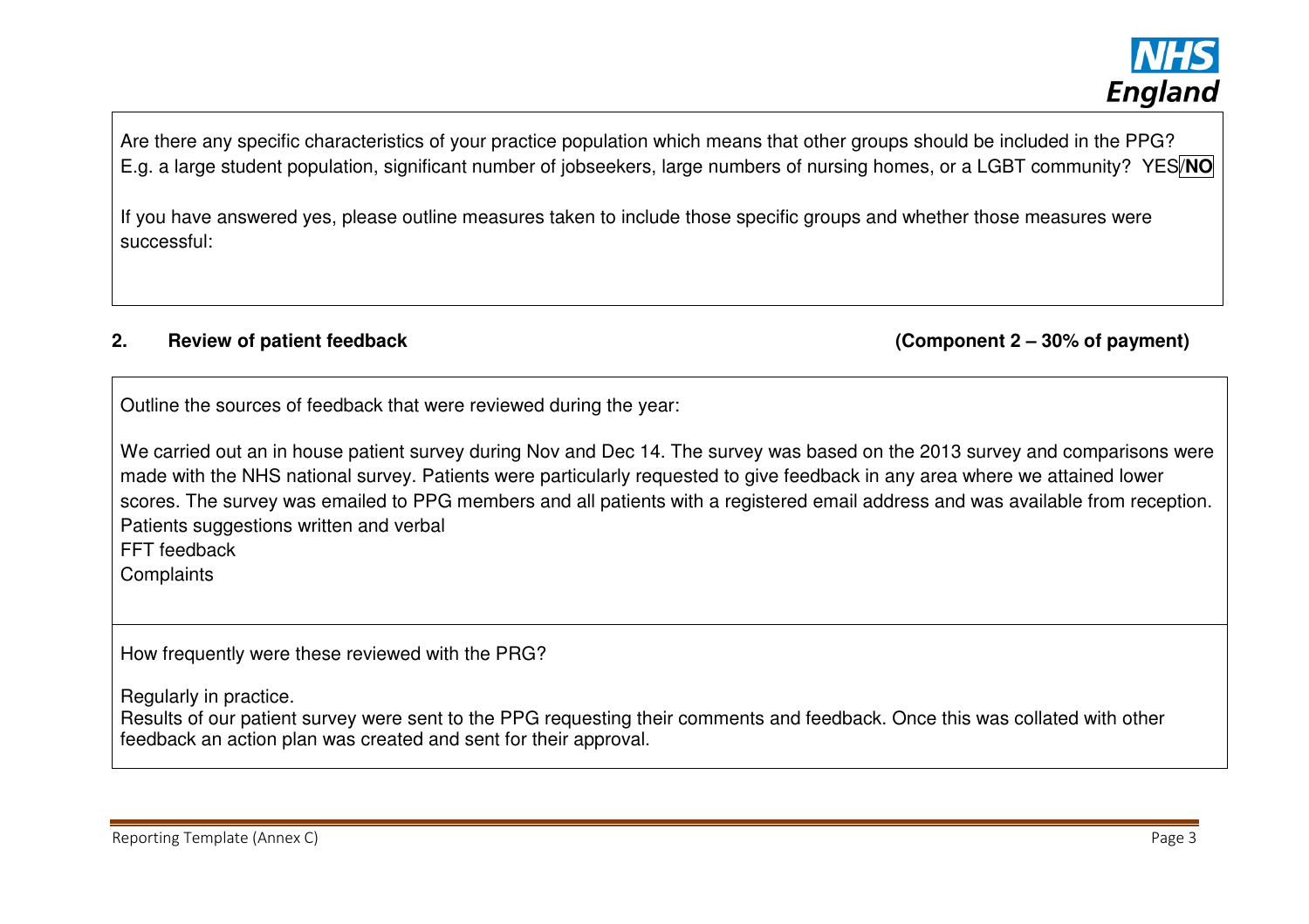Are there any specific characteristics of your practice population which means that other groups should be included in the PPG? E.g. a large student population, significant number of jobseekers, large numbers of nursing homes, or a LGBT community? YES/**NO**

If you have answered yes, please outline measures taken to include those specific groups and whether those measures were successful:

## 2. Review of patient feedback (Component 2 – 30% of payment)

Outline the sources of feedback that were reviewed during the year:

We carried out an in house patient survey during Nov and Dec 14. The survey was based on the 2013 survey and comparisons were made with the NHS national survey. Patients were particularly requested to give feedback in any area where we attained lower scores. The survey was emailed to PPG members and all patients with a registered email address and was available from reception.
Patients suggestions written and verbal
FFT feedback
Complaints

How frequently were these reviewed with the PRG?

Regularly in practice.
Results of our patient survey were sent to the PPG requesting their comments and feedback. Once this was collated with other feedback an action plan was created and sent for their approval.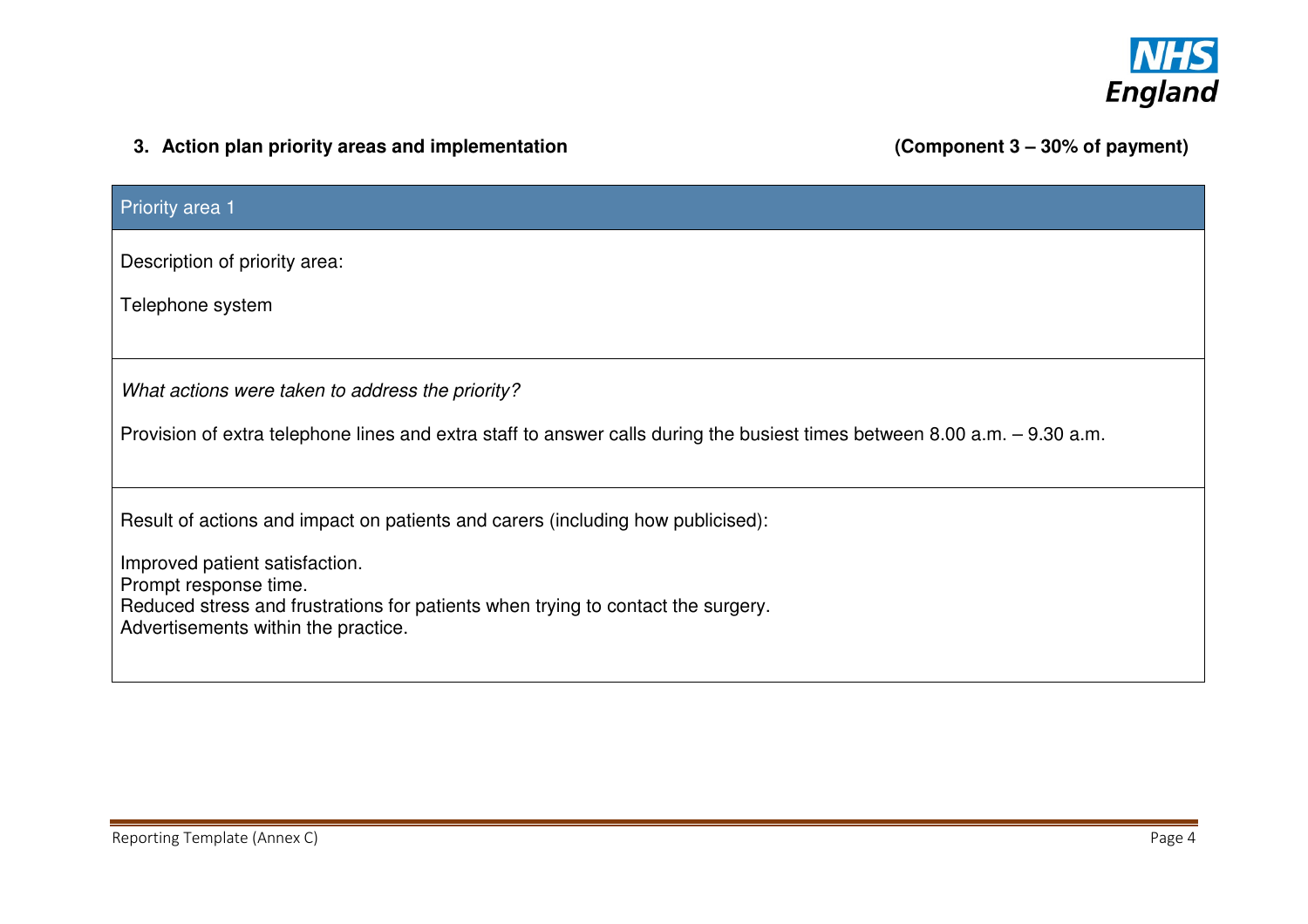### 3. Action plan priority areas and implementation **(Component 3 – 30% of payment)**

| Priority area 1 |
| --- |
| Description of priority area:<br><br>Telephone system |
| *What actions were taken to address the priority?*<br><br>Provision of extra telephone lines and extra staff to answer calls during the busiest times between 8.00 a.m. – 9.30 a.m. |
| Result of actions and impact on patients and carers (including how publicised):<br><br>Improved patient satisfaction.<br>Prompt response time.<br>Reduced stress and frustrations for patients when trying to contact the surgery.<br>Advertisements within the practice. |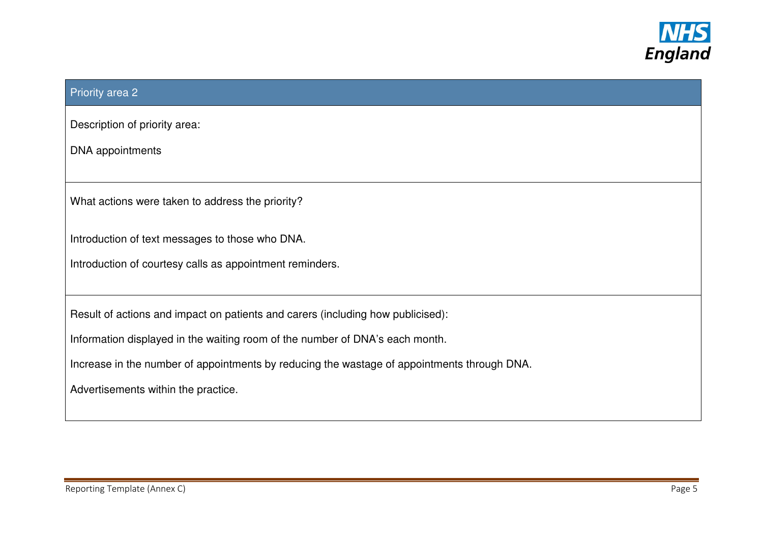## Priority area 2

Description of priority area:

DNA appointments

What actions were taken to address the priority?

Introduction of text messages to those who DNA.

Introduction of courtesy calls as appointment reminders.

Result of actions and impact on patients and carers (including how publicised):

Information displayed in the waiting room of the number of DNA's each month.

Increase in the number of appointments by reducing the wastage of appointments through DNA.

Advertisements within the practice.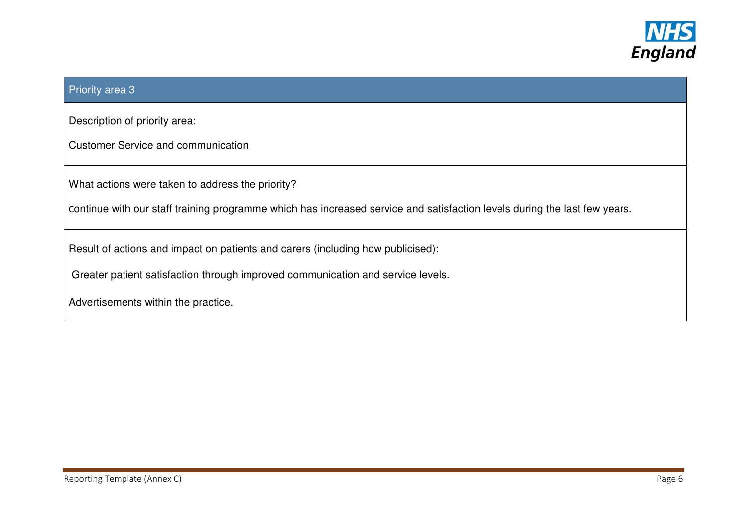## Priority area 3

Description of priority area:

Customer Service and communication

What actions were taken to address the priority?

continue with our staff training programme which has increased service and satisfaction levels during the last few years.

Result of actions and impact on patients and carers (including how publicised):

Greater patient satisfaction through improved communication and service levels.

Advertisements within the practice.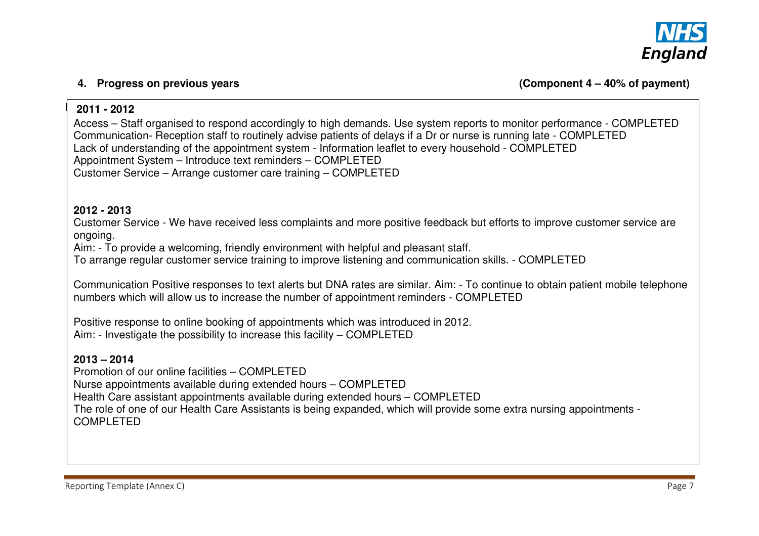## 4. Progress on previous years

**(Component 4 – 40% of payment)**

**2011 - 2012**

Access – Staff organised to respond accordingly to high demands. Use system reports to monitor performance - COMPLETED
Communication- Reception staff to routinely advise patients of delays if a Dr or nurse is running late - COMPLETED
Lack of understanding of the appointment system - Information leaflet to every household - COMPLETED
Appointment System – Introduce text reminders – COMPLETED
Customer Service – Arrange customer care training – COMPLETED

**2012 - 2013**

Customer Service - We have received less complaints and more positive feedback but efforts to improve customer service are ongoing.
Aim: - To provide a welcoming, friendly environment with helpful and pleasant staff.
To arrange regular customer service training to improve listening and communication skills. - COMPLETED

Communication Positive responses to text alerts but DNA rates are similar. Aim: - To continue to obtain patient mobile telephone numbers which will allow us to increase the number of appointment reminders - COMPLETED

Positive response to online booking of appointments which was introduced in 2012.
Aim: - Investigate the possibility to increase this facility – COMPLETED

**2013 – 2014**

Promotion of our online facilities – COMPLETED
Nurse appointments available during extended hours – COMPLETED
Health Care assistant appointments available during extended hours – COMPLETED
The role of one of our Health Care Assistants is being expanded, which will provide some extra nursing appointments - COMPLETED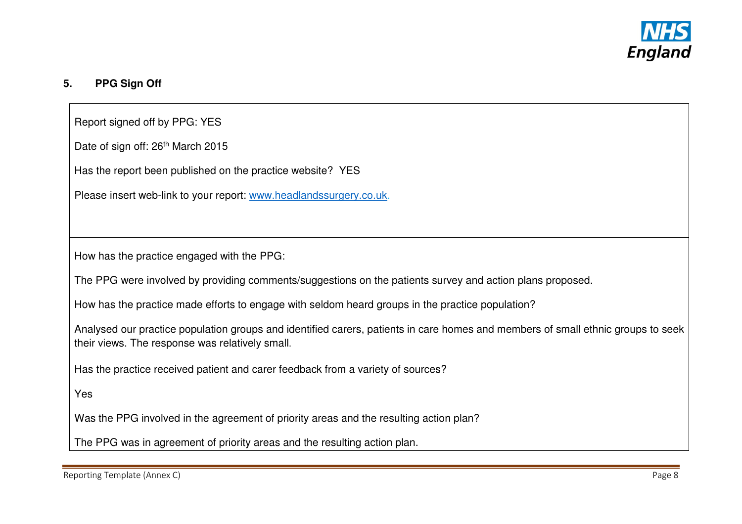## 5. PPG Sign Off

Report signed off by PPG: YES

Date of sign off: 26th March 2015

Has the report been published on the practice website? YES

Please insert web-link to your report: www.headlandssurgery.co.uk.

How has the practice engaged with the PPG:

The PPG were involved by providing comments/suggestions on the patients survey and action plans proposed.

How has the practice made efforts to engage with seldom heard groups in the practice population?

Analysed our practice population groups and identified carers, patients in care homes and members of small ethnic groups to seek their views. The response was relatively small.

Has the practice received patient and carer feedback from a variety of sources?

Yes

Was the PPG involved in the agreement of priority areas and the resulting action plan?

The PPG was in agreement of priority areas and the resulting action plan.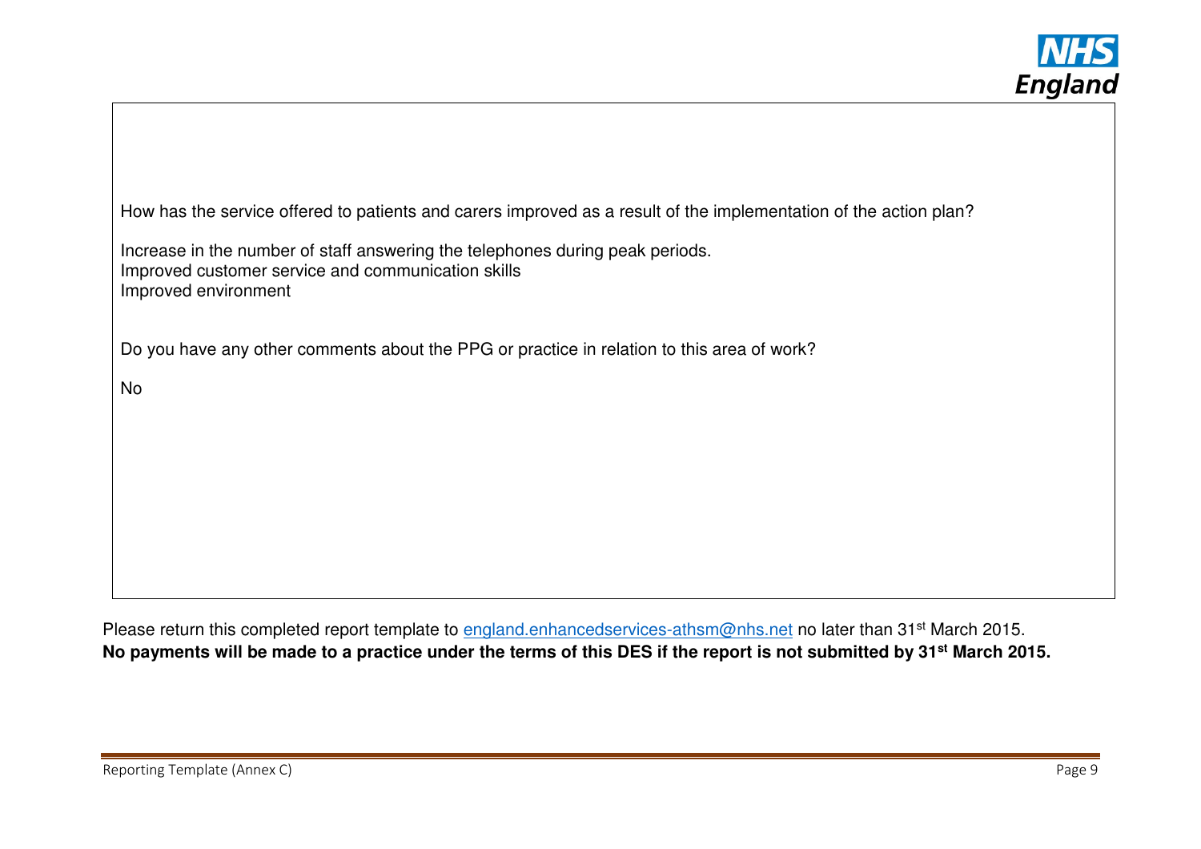How has the service offered to patients and carers improved as a result of the implementation of the action plan?

Increase in the number of staff answering the telephones during peak periods.
Improved customer service and communication skills
Improved environment

Do you have any other comments about the PPG or practice in relation to this area of work?

No

Please return this completed report template to [england.enhancedservices-athsm@nhs.net](mailto:england.enhancedservices-athsm@nhs.net) no later than 31st March 2015.
**No payments will be made to a practice under the terms of this DES if the report is not submitted by 31st March 2015.**